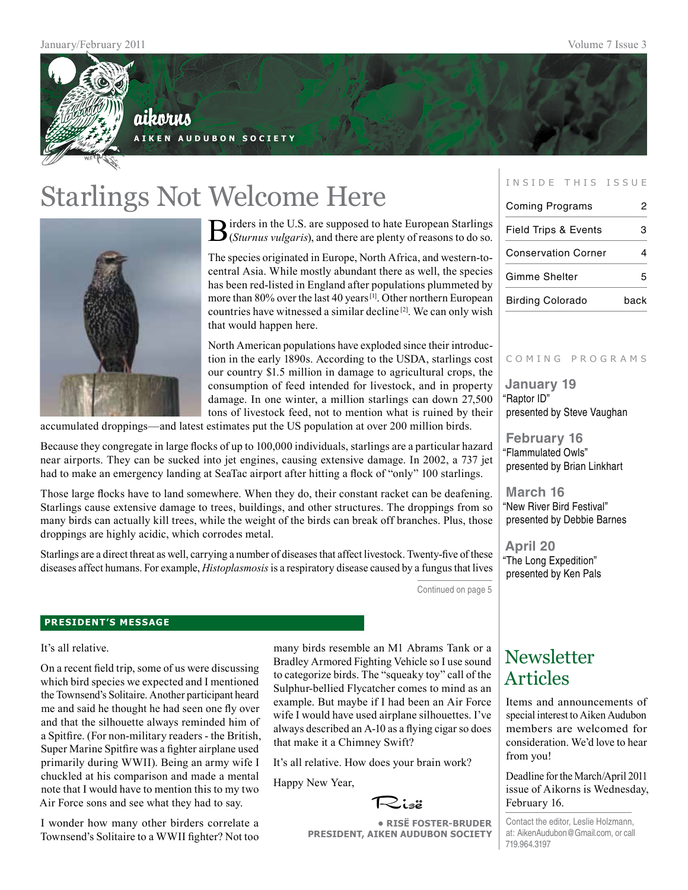aikorns

AIKEN AUDUBON SOCIETY

# Starlings Not Welcome Here

Birders in the U.S. are supposed to hate European Starlings (*Sturnus vulgaris*), and there are plenty of reasons to do so.

The species originated in Europe, North Africa, and western-to-central Asia. While mostly abundant there as well, the species has been red-listed in England after populations plummeted by more than 80% over the last 40 years [1]. Other northern European countries have witnessed a similar decline [2]. We can only wish that would happen here.

North American populations have exploded since their introduction in the early 1890s. According to the USDA, starlings cost our country $1.5 million in damage to agricultural crops, the consumption of feed intended for livestock, and in property damage. In one winter, a million starlings can down 27,500 tons of livestock feed, not to mention what is ruined by their accumulated droppings—and latest estimates put the US population at over 200 million birds.

Because they congregate in large flocks of up to 100,000 individuals, starlings are a particular hazard near airports. They can be sucked into jet engines, causing extensive damage. In 2002, a 737 jet had to make an emergency landing at SeaTac airport after hitting a flock of "only" 100 starlings.

Those large flocks have to land somewhere. When they do, their constant racket can be deafening. Starlings cause extensive damage to trees, buildings, and other structures. The droppings from so many birds can actually kill trees, while the weight of the birds can break off branches. Plus, those droppings are highly acidic, which corrodes metal.

Starlings are a direct threat as well, carrying a number of diseases that affect livestock. Twenty-five of these diseases affect humans. For example, *Histoplasmosis* is a respiratory disease caused by a fungus that lives

Continued on page 5

## PRESIDENT'S MESSAGE

It's all relative.

On a recent field trip, some of us were discussing which bird species we expected and I mentioned the Townsend's Solitaire. Another participant heard me and said he thought he had seen one fly over and that the silhouette always reminded him of a Spitfire. (For non-military readers - the British, Super Marine Spitfire was a fighter airplane used primarily during WWII). Being an army wife I chuckled at his comparison and made a mental note that I would have to mention this to my two Air Force sons and see what they had to say.

I wonder how many other birders correlate a Townsend's Solitaire to a WWII fighter? Not too many birds resemble an M1 Abrams Tank or a Bradley Armored Fighting Vehicle so I use sound to categorize birds. The "squeaky toy" call of the Sulphur-bellied Flycatcher comes to mind as an example. But maybe if I had been an Air Force wife I would have used airplane silhouettes. I've always described an A-10 as a flying cigar so does that make it a Chimney Swift?

It's all relative. How does your brain work?

Happy New Year,

Risë

**• RISË FOSTER-BRUDER**
**PRESIDENT, AIKEN AUDUBON SOCIETY**

## INSIDE THIS ISSUE

| | |
|---|---|
| Coming Programs | 2 |
| Field Trips & Events | 3 |
| Conservation Corner | 4 |
| Gimme Shelter | 5 |
| Birding Colorado | back |

## COMING PROGRAMS

**January 19**
"Raptor ID"
presented by Steve Vaughan

**February 16**
"Flammulated Owls"
presented by Brian Linkhart

**March 16**
"New River Bird Festival"
presented by Debbie Barnes

**April 20**
"The Long Expedition"
presented by Ken Pals

## Newsletter Articles

Items and announcements of special interest to Aiken Audubon members are welcomed for consideration. We'd love to hear from you!

Deadline for the March/April 2011 issue of Aikorns is Wednesday, February 16.

Contact the editor, Leslie Holzmann, at: AikenAudubon@Gmail.com, or call 719.964.3197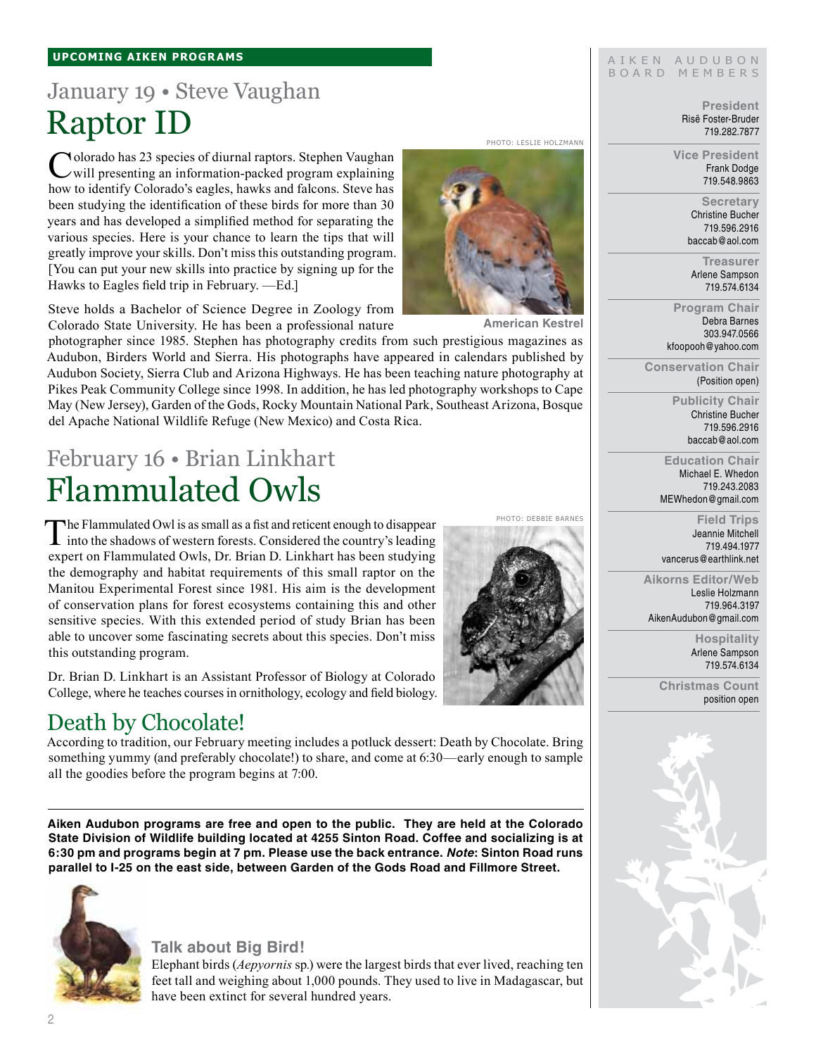**UPCOMING AIKEN PROGRAMS**

## January 19 • Steve Vaughan

# Raptor ID

PHOTO: LESLIE HOLZMANN

American Kestrel

Colorado has 23 species of diurnal raptors. Stephen Vaughan will presenting an information-packed program explaining how to identify Colorado's eagles, hawks and falcons. Steve has been studying the identification of these birds for more than 30 years and has developed a simplified method for separating the various species. Here is your chance to learn the tips that will greatly improve your skills. Don't miss this outstanding program. [You can put your new skills into practice by signing up for the Hawks to Eagles field trip in February. —Ed.]

Steve holds a Bachelor of Science Degree in Zoology from Colorado State University. He has been a professional nature photographer since 1985. Stephen has photography credits from such prestigious magazines as Audubon, Birders World and Sierra. His photographs have appeared in calendars published by Audubon Society, Sierra Club and Arizona Highways. He has been teaching nature photography at Pikes Peak Community College since 1998. In addition, he has led photography workshops to Cape May (New Jersey), Garden of the Gods, Rocky Mountain National Park, Southeast Arizona, Bosque del Apache National Wildlife Refuge (New Mexico) and Costa Rica.

## February 16 • Brian Linkhart

# Flammulated Owls

PHOTO: DEBBIE BARNES

The Flammulated Owl is as small as a fist and reticent enough to disappear into the shadows of western forests. Considered the country's leading expert on Flammulated Owls, Dr. Brian D. Linkhart has been studying the demography and habitat requirements of this small raptor on the Manitou Experimental Forest since 1981. His aim is the development of conservation plans for forest ecosystems containing this and other sensitive species. With this extended period of study Brian has been able to uncover some fascinating secrets about this species. Don't miss this outstanding program.

Dr. Brian D. Linkhart is an Assistant Professor of Biology at Colorado College, where he teaches courses in ornithology, ecology and field biology.

## Death by Chocolate!

According to tradition, our February meeting includes a potluck dessert: Death by Chocolate. Bring something yummy (and preferably chocolate!) to share, and come at 6:30—early enough to sample all the goodies before the program begins at 7:00.

**Aiken Audubon programs are free and open to the public. They are held at the Colorado State Division of Wildlife building located at 4255 Sinton Road. Coffee and socializing is at 6:30 pm and programs begin at 7 pm. Please use the back entrance. *Note*: Sinton Road runs parallel to I-25 on the east side, between Garden of the Gods Road and Fillmore Street.**

### Talk about Big Bird!

Elephant birds (*Aepyornis* sp.) were the largest birds that ever lived, reaching ten feet tall and weighing about 1,000 pounds. They used to live in Madagascar, but have been extinct for several hundred years.

AIKEN AUDUBON BOARD MEMBERS

**President**
Risë Foster-Bruder
719.282.7877

**Vice President**
Frank Dodge
719.548.9863

**Secretary**
Christine Bucher
719.596.2916
baccab@aol.com

**Treasurer**
Arlene Sampson
719.574.6134

**Program Chair**
Debra Barnes
303.947.0566
kfoopooh@yahoo.com

**Conservation Chair**
(Position open)

**Publicity Chair**
Christine Bucher
719.596.2916
baccab@aol.com

**Education Chair**
Michael E. Whedon
719.243.2083
MEWhedon@gmail.com

**Field Trips**
Jeannie Mitchell
719.494.1977
vancerus@earthlink.net

**Aikorns Editor/Web**
Leslie Holzmann
719.964.3197
AikenAudubon@gmail.com

**Hospitality**
Arlene Sampson
719.574.6134

**Christmas Count**
position open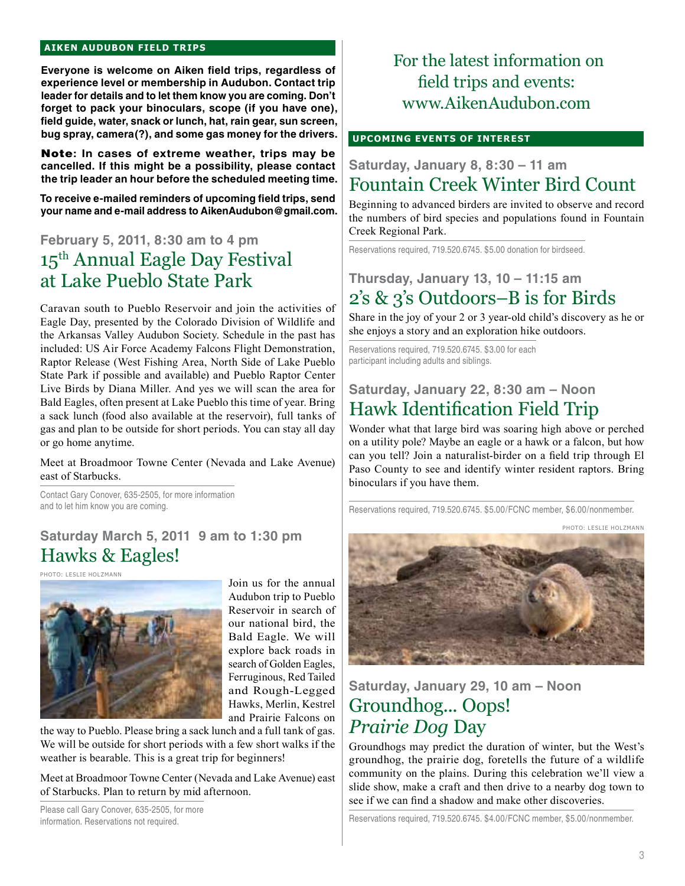## AIKEN AUDUBON FIELD TRIPS

**Everyone is welcome on Aiken field trips, regardless of experience level or membership in Audubon. Contact trip leader for details and to let them know you are coming. Don't forget to pack your binoculars, scope (if you have one), field guide, water, snack or lunch, hat, rain gear, sun screen, bug spray, camera(?), and some gas money for the drivers.**

**Note: In cases of extreme weather, trips may be cancelled. If this might be a possibility, please contact the trip leader an hour before the scheduled meeting time.**

**To receive e-mailed reminders of upcoming field trips, send your name and e-mail address to AikenAudubon@gmail.com.**

### February 5, 2011, 8:30 am to 4 pm

## 15th Annual Eagle Day Festival at Lake Pueblo State Park

Caravan south to Pueblo Reservoir and join the activities of Eagle Day, presented by the Colorado Division of Wildlife and the Arkansas Valley Audubon Society. Schedule in the past has included: US Air Force Academy Falcons Flight Demonstration, Raptor Release (West Fishing Area, North Side of Lake Pueblo State Park if possible and available) and Pueblo Raptor Center Live Birds by Diana Miller. And yes we will scan the area for Bald Eagles, often present at Lake Pueblo this time of year. Bring a sack lunch (food also available at the reservoir), full tanks of gas and plan to be outside for short periods. You can stay all day or go home anytime.

Meet at Broadmoor Towne Center (Nevada and Lake Avenue) east of Starbucks.

Contact Gary Conover, 635-2505, for more information and to let him know you are coming.

### Saturday March 5, 2011 9 am to 1:30 pm

## Hawks & Eagles!

PHOTO: LESLIE HOLZMANN

Join us for the annual Audubon trip to Pueblo Reservoir in search of our national bird, the Bald Eagle. We will explore back roads in search of Golden Eagles, Ferruginous, Red Tailed and Rough-Legged Hawks, Merlin, Kestrel and Prairie Falcons on the way to Pueblo. Please bring a sack lunch and a full tank of gas. We will be outside for short periods with a few short walks if the weather is bearable. This is a great trip for beginners!

Meet at Broadmoor Towne Center (Nevada and Lake Avenue) east of Starbucks. Plan to return by mid afternoon.

Please call Gary Conover, 635-2505, for more information. Reservations not required.

For the latest information on field trips and events: www.AikenAudubon.com

## UPCOMING EVENTS OF INTEREST

### Saturday, January 8, 8:30 – 11 am

## Fountain Creek Winter Bird Count

Beginning to advanced birders are invited to observe and record the numbers of bird species and populations found in Fountain Creek Regional Park.

Reservations required, 719.520.6745. $5.00 donation for birdseed.

### Thursday, January 13, 10 – 11:15 am

## 2's & 3's Outdoors–B is for Birds

Share in the joy of your 2 or 3 year-old child's discovery as he or she enjoys a story and an exploration hike outdoors.

Reservations required, 719.520.6745. $3.00 for each participant including adults and siblings.

### Saturday, January 22, 8:30 am – Noon

## Hawk Identification Field Trip

Wonder what that large bird was soaring high above or perched on a utility pole? Maybe an eagle or a hawk or a falcon, but how can you tell? Join a naturalist-birder on a field trip through El Paso County to see and identify winter resident raptors. Bring binoculars if you have them.

Reservations required, 719.520.6745. $5.00/FCNC member, $6.00/nonmember.

PHOTO: LESLIE HOLZMANN

### Saturday, January 29, 10 am – Noon

## Groundhog... Oops! *Prairie Dog* Day

Groundhogs may predict the duration of winter, but the West's groundhog, the prairie dog, foretells the future of a wildlife community on the plains. During this celebration we'll view a slide show, make a craft and then drive to a nearby dog town to see if we can find a shadow and make other discoveries.

Reservations required, 719.520.6745. $4.00/FCNC member, $5.00/nonmember.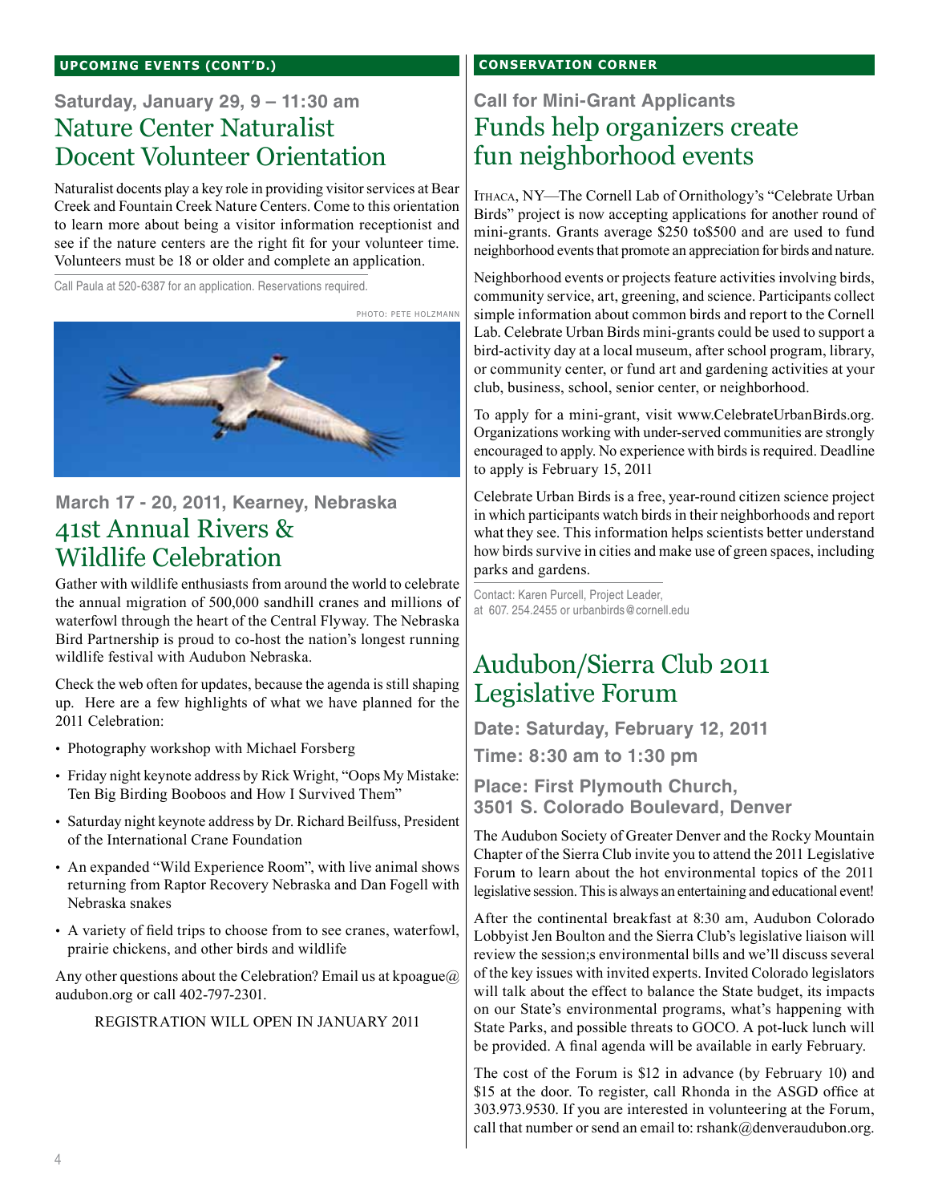## UPCOMING EVENTS (CONT'D.)

### Saturday, January 29, 9 – 11:30 am

# Nature Center Naturalist Docent Volunteer Orientation

Naturalist docents play a key role in providing visitor services at Bear Creek and Fountain Creek Nature Centers. Come to this orientation to learn more about being a visitor information receptionist and see if the nature centers are the right fit for your volunteer time. Volunteers must be 18 or older and complete an application.

Call Paula at 520-6387 for an application. Reservations required.

PHOTO: PETE HOLZMANN

### March 17 - 20, 2011, Kearney, Nebraska

# 41st Annual Rivers & Wildlife Celebration

Gather with wildlife enthusiasts from around the world to celebrate the annual migration of 500,000 sandhill cranes and millions of waterfowl through the heart of the Central Flyway. The Nebraska Bird Partnership is proud to co-host the nation's longest running wildlife festival with Audubon Nebraska.

Check the web often for updates, because the agenda is still shaping up. Here are a few highlights of what we have planned for the 2011 Celebration:

- Photography workshop with Michael Forsberg
- Friday night keynote address by Rick Wright, "Oops My Mistake: Ten Big Birding Booboos and How I Survived Them"
- Saturday night keynote address by Dr. Richard Beilfuss, President of the International Crane Foundation
- An expanded "Wild Experience Room", with live animal shows returning from Raptor Recovery Nebraska and Dan Fogell with Nebraska snakes
- A variety of field trips to choose from to see cranes, waterfowl, prairie chickens, and other birds and wildlife

Any other questions about the Celebration? Email us at kpoague@audubon.org or call 402-797-2301.

REGISTRATION WILL OPEN IN JANUARY 2011

## CONSERVATION CORNER

### Call for Mini-Grant Applicants

# Funds help organizers create fun neighborhood events

ITHACA, NY—The Cornell Lab of Ornithology's "Celebrate Urban Birds" project is now accepting applications for another round of mini-grants. Grants average $250 to$500 and are used to fund neighborhood events that promote an appreciation for birds and nature.

Neighborhood events or projects feature activities involving birds, community service, art, greening, and science. Participants collect simple information about common birds and report to the Cornell Lab. Celebrate Urban Birds mini-grants could be used to support a bird-activity day at a local museum, after school program, library, or community center, or fund art and gardening activities at your club, business, school, senior center, or neighborhood.

To apply for a mini-grant, visit www.CelebrateUrbanBirds.org. Organizations working with under-served communities are strongly encouraged to apply. No experience with birds is required. Deadline to apply is February 15, 2011

Celebrate Urban Birds is a free, year-round citizen science project in which participants watch birds in their neighborhoods and report what they see. This information helps scientists better understand how birds survive in cities and make use of green spaces, including parks and gardens.

Contact: Karen Purcell, Project Leader, at 607. 254.2455 or urbanbirds@cornell.edu

# Audubon/Sierra Club 2011 Legislative Forum

**Date: Saturday, February 12, 2011**

**Time: 8:30 am to 1:30 pm**

**Place: First Plymouth Church, 3501 S. Colorado Boulevard, Denver**

The Audubon Society of Greater Denver and the Rocky Mountain Chapter of the Sierra Club invite you to attend the 2011 Legislative Forum to learn about the hot environmental topics of the 2011 legislative session. This is always an entertaining and educational event!

After the continental breakfast at 8:30 am, Audubon Colorado Lobbyist Jen Boulton and the Sierra Club's legislative liaison will review the session;s environmental bills and we'll discuss several of the key issues with invited experts. Invited Colorado legislators will talk about the effect to balance the State budget, its impacts on our State's environmental programs, what's happening with State Parks, and possible threats to GOCO. A pot-luck lunch will be provided. A final agenda will be available in early February.

The cost of the Forum is $12 in advance (by February 10) and $15 at the door. To register, call Rhonda in the ASGD office at 303.973.9530. If you are interested in volunteering at the Forum, call that number or send an email to: rshank@denveraudubon.org.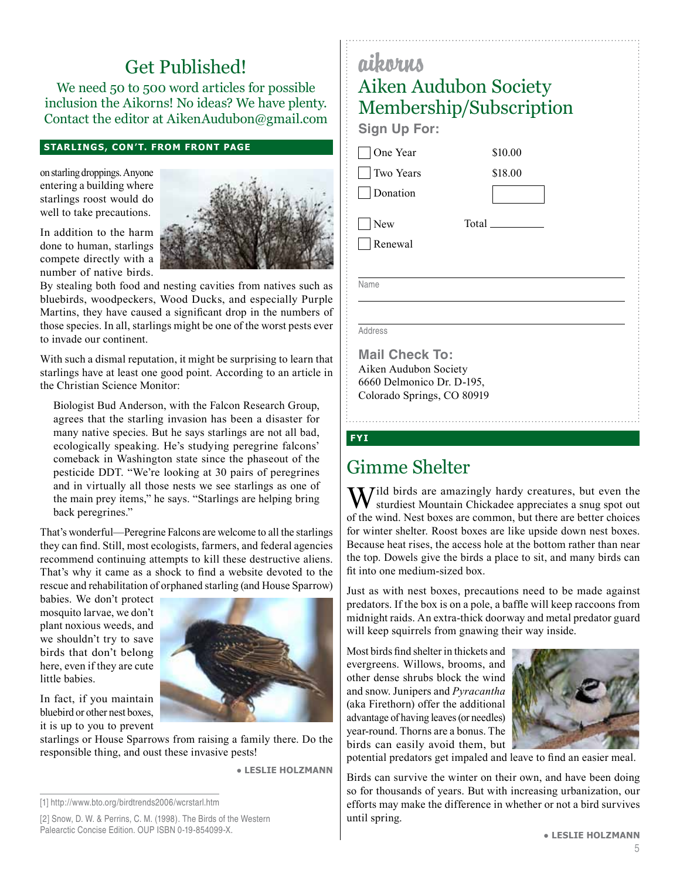## Get Published!

We need 50 to 500 word articles for possible inclusion the Aikorns! No ideas? We have plenty. Contact the editor at AikenAudubon@gmail.com

**STARLINGS, CON'T. FROM FRONT PAGE**

on starling droppings. Anyone entering a building where starlings roost would do well to take precautions.

In addition to the harm done to human, starlings compete directly with a number of native birds. By stealing both food and nesting cavities from natives such as bluebirds, woodpeckers, Wood Ducks, and especially Purple Martins, they have caused a significant drop in the numbers of those species. In all, starlings might be one of the worst pests ever to invade our continent.

With such a dismal reputation, it might be surprising to learn that starlings have at least one good point. According to an article in the Christian Science Monitor:

> Biologist Bud Anderson, with the Falcon Research Group, agrees that the starling invasion has been a disaster for many native species. But he says starlings are not all bad, ecologically speaking. He's studying peregrine falcons' comeback in Washington state since the phaseout of the pesticide DDT. "We're looking at 30 pairs of peregrines and in virtually all those nests we see starlings as one of the main prey items," he says. "Starlings are helping bring back peregrines."

That's wonderful—Peregrine Falcons are welcome to all the starlings they can find. Still, most ecologists, farmers, and federal agencies recommend continuing attempts to kill these destructive aliens. That's why it came as a shock to find a website devoted to the rescue and rehabilitation of orphaned starling (and House Sparrow) babies. We don't protect mosquito larvae, we don't plant noxious weeds, and we shouldn't try to save birds that don't belong here, even if they are cute little babies.

In fact, if you maintain bluebird or other nest boxes, it is up to you to prevent starlings or House Sparrows from raising a family there. Do the responsible thing, and oust these invasive pests!

**• LESLIE HOLZMANN**

[1] http://www.bto.org/birdtrends2006/wcrstarl.htm

[2] Snow, D. W. & Perrins, C. M. (1998). The Birds of the Western Palearctic Concise Edition. OUP ISBN 0-19-854099-X.

---

## aikorns
## Aiken Audubon Society Membership/Subscription

**Sign Up For:**

- ☐ One Year $10.00
- ☐ Two Years $18.00
- ☐ Donation ______
- ☐ New  Total ______
- ☐ Renewal

Name ______________________

Address ______________________

**Mail Check To:**
Aiken Audubon Society
6660 Delmonico Dr. D-195,
Colorado Springs, CO 80919

---

**FYI**

## Gimme Shelter

Wild birds are amazingly hardy creatures, but even the sturdiest Mountain Chickadee appreciates a snug spot out of the wind. Nest boxes are common, but there are better choices for winter shelter. Roost boxes are like upside down nest boxes. Because heat rises, the access hole at the bottom rather than near the top. Dowels give the birds a place to sit, and many birds can fit into one medium-sized box.

Just as with nest boxes, precautions need to be made against predators. If the box is on a pole, a baffle will keep raccoons from midnight raids. An extra-thick doorway and metal predator guard will keep squirrels from gnawing their way inside.

Most birds find shelter in thickets and evergreens. Willows, brooms, and other dense shrubs block the wind and snow. Junipers and *Pyracantha* (aka Firethorn) offer the additional advantage of having leaves (or needles) year-round. Thorns are a bonus. The birds can easily avoid them, but potential predators get impaled and leave to find an easier meal.

Birds can survive the winter on their own, and have been doing so for thousands of years. But with increasing urbanization, our efforts may make the difference in whether or not a bird survives until spring.

**• LESLIE HOLZMANN**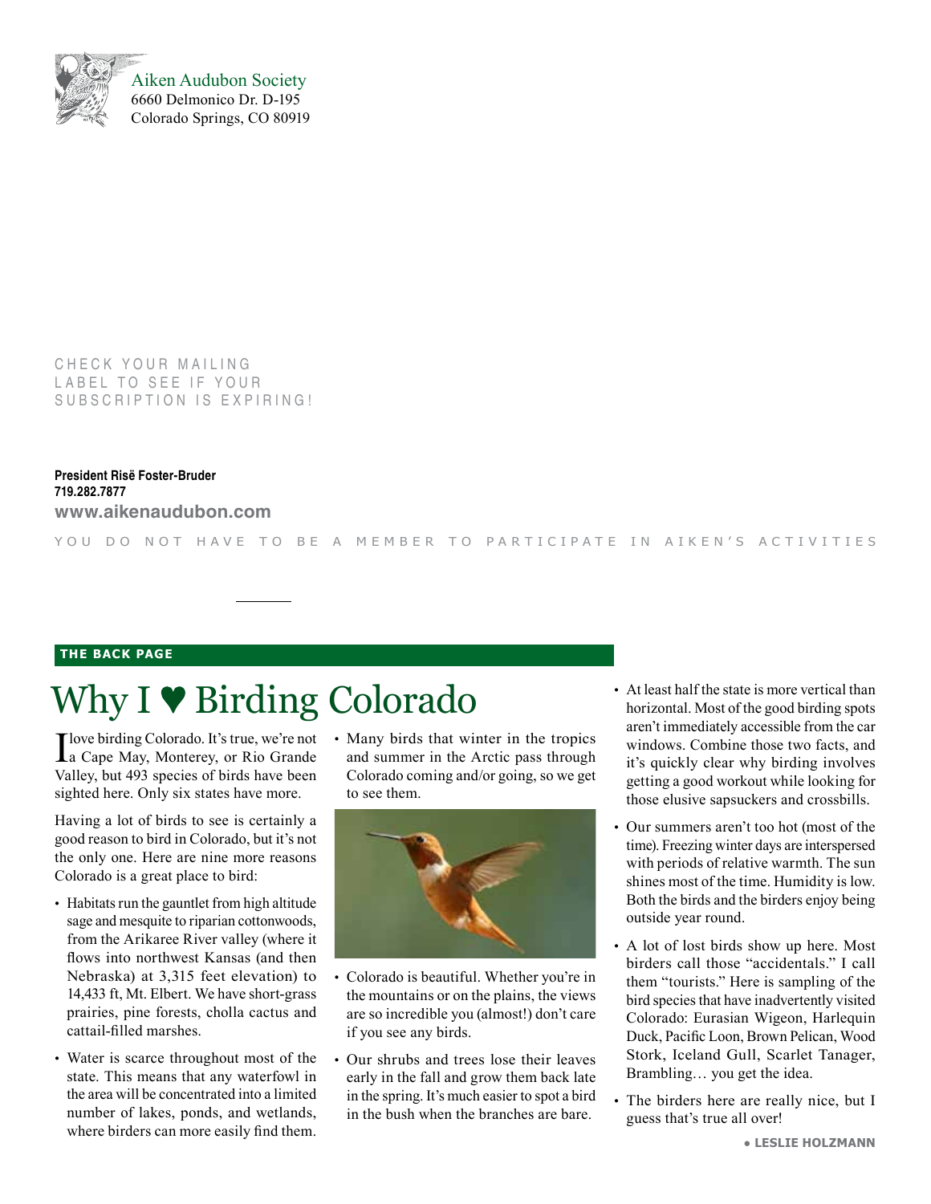Aiken Audubon Society
6660 Delmonico Dr. D-195
Colorado Springs, CO 80919

CHECK YOUR MAILING LABEL TO SEE IF YOUR SUBSCRIPTION IS EXPIRING!

**President Risë Foster-Bruder**
**719.282.7877**
**www.aikenaudubon.com**

YOU DO NOT HAVE TO BE A MEMBER TO PARTICIPATE IN AIKEN'S ACTIVITIES

**THE BACK PAGE**

# Why I ♥ Birding Colorado

I love birding Colorado. It's true, we're not a Cape May, Monterey, or Rio Grande Valley, but 493 species of birds have been sighted here. Only six states have more.

Having a lot of birds to see is certainly a good reason to bird in Colorado, but it's not the only one. Here are nine more reasons Colorado is a great place to bird:

- Habitats run the gauntlet from high altitude sage and mesquite to riparian cottonwoods, from the Arikaree River valley (where it flows into northwest Kansas (and then Nebraska) at 3,315 feet elevation) to 14,433 ft, Mt. Elbert. We have short-grass prairies, pine forests, cholla cactus and cattail-filled marshes.
- Water is scarce throughout most of the state. This means that any waterfowl in the area will be concentrated into a limited number of lakes, ponds, and wetlands, where birders can more easily find them.
- Many birds that winter in the tropics and summer in the Arctic pass through Colorado coming and/or going, so we get to see them.
- Colorado is beautiful. Whether you're in the mountains or on the plains, the views are so incredible you (almost!) don't care if you see any birds.
- Our shrubs and trees lose their leaves early in the fall and grow them back late in the spring. It's much easier to spot a bird in the bush when the branches are bare.
- At least half the state is more vertical than horizontal. Most of the good birding spots aren't immediately accessible from the car windows. Combine those two facts, and it's quickly clear why birding involves getting a good workout while looking for those elusive sapsuckers and crossbills.
- Our summers aren't too hot (most of the time). Freezing winter days are interspersed with periods of relative warmth. The sun shines most of the time. Humidity is low. Both the birds and the birders enjoy being outside year round.
- A lot of lost birds show up here. Most birders call those "accidentals." I call them "tourists." Here is sampling of the bird species that have inadvertently visited Colorado: Eurasian Wigeon, Harlequin Duck, Pacific Loon, Brown Pelican, Wood Stork, Iceland Gull, Scarlet Tanager, Brambling… you get the idea.
- The birders here are really nice, but I guess that's true all over!

• **LESLIE HOLZMANN**